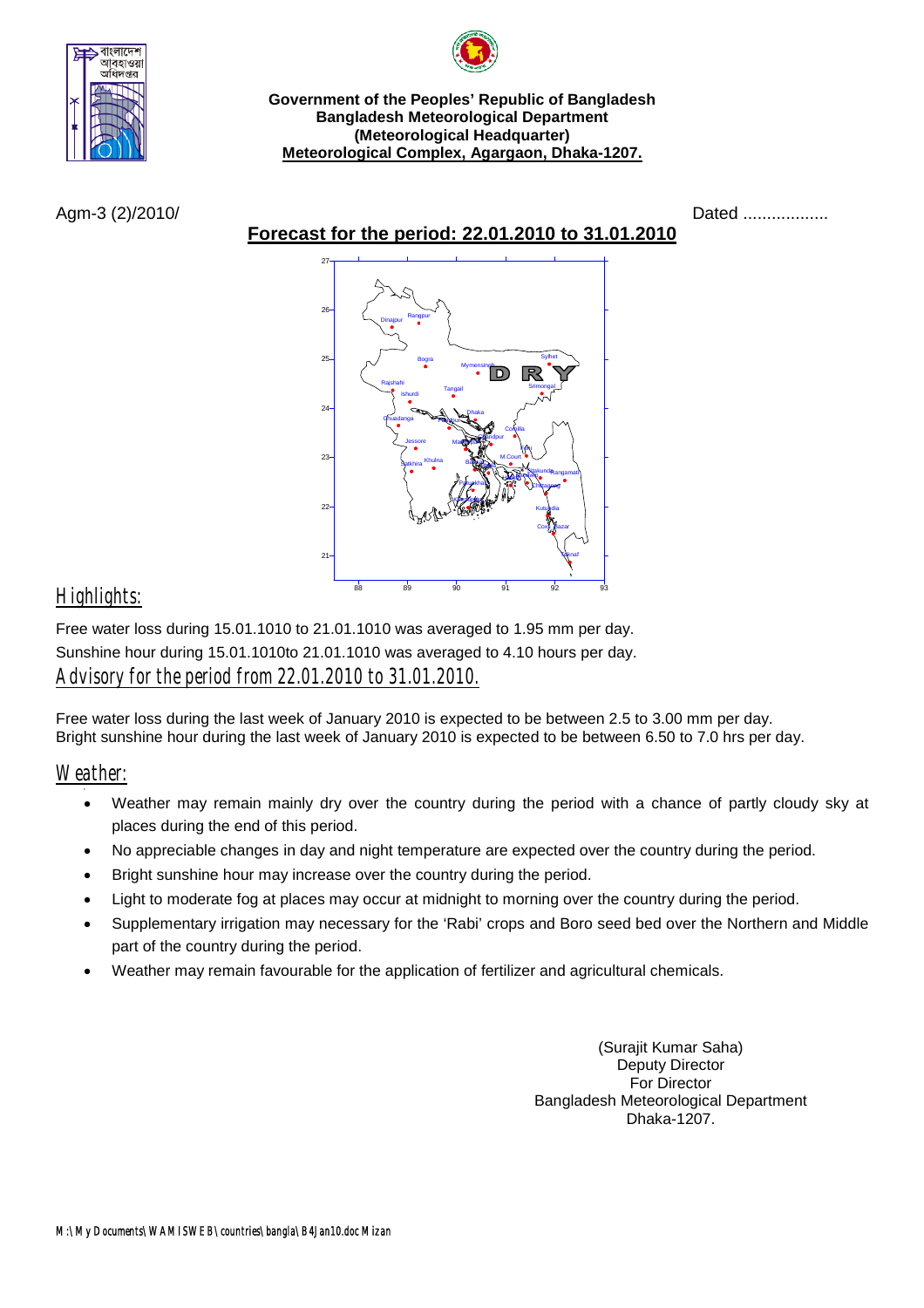**Government of the Peoples' Republic of Bangladesh**
**Bangladesh Meteorological Department**
**(Meteorological Headquarter)**
**Meteorological Complex, Agargaon, Dhaka-1207.**

Agm-3 (2)/2010/ Dated ..................

## Forecast for the period: 22.01.2010 to 31.01.2010

## Highlights:

Free water loss during 15.01.1010 to 21.01.1010 was averaged to 1.95 mm per day.
Sunshine hour during 15.01.1010to 21.01.1010 was averaged to 4.10 hours per day.

## Advisory for the period from 22.01.2010 to 31.01.2010.

Free water loss during the last week of January 2010 is expected to be between 2.5 to 3.00 mm per day.
Bright sunshine hour during the last week of January 2010 is expected to be between 6.50 to 7.0 hrs per day.

## Weather:

- Weather may remain mainly dry over the country during the period with a chance of partly cloudy sky at places during the end of this period.
- No appreciable changes in day and night temperature are expected over the country during the period.
- Bright sunshine hour may increase over the country during the period.
- Light to moderate fog at places may occur at midnight to morning over the country during the period.
- Supplementary irrigation may necessary for the 'Rabi' crops and Boro seed bed over the Northern and Middle part of the country during the period.
- Weather may remain favourable for the application of fertilizer and agricultural chemicals.

(Surajit Kumar Saha)
Deputy Director
For Director
Bangladesh Meteorological Department
Dhaka-1207.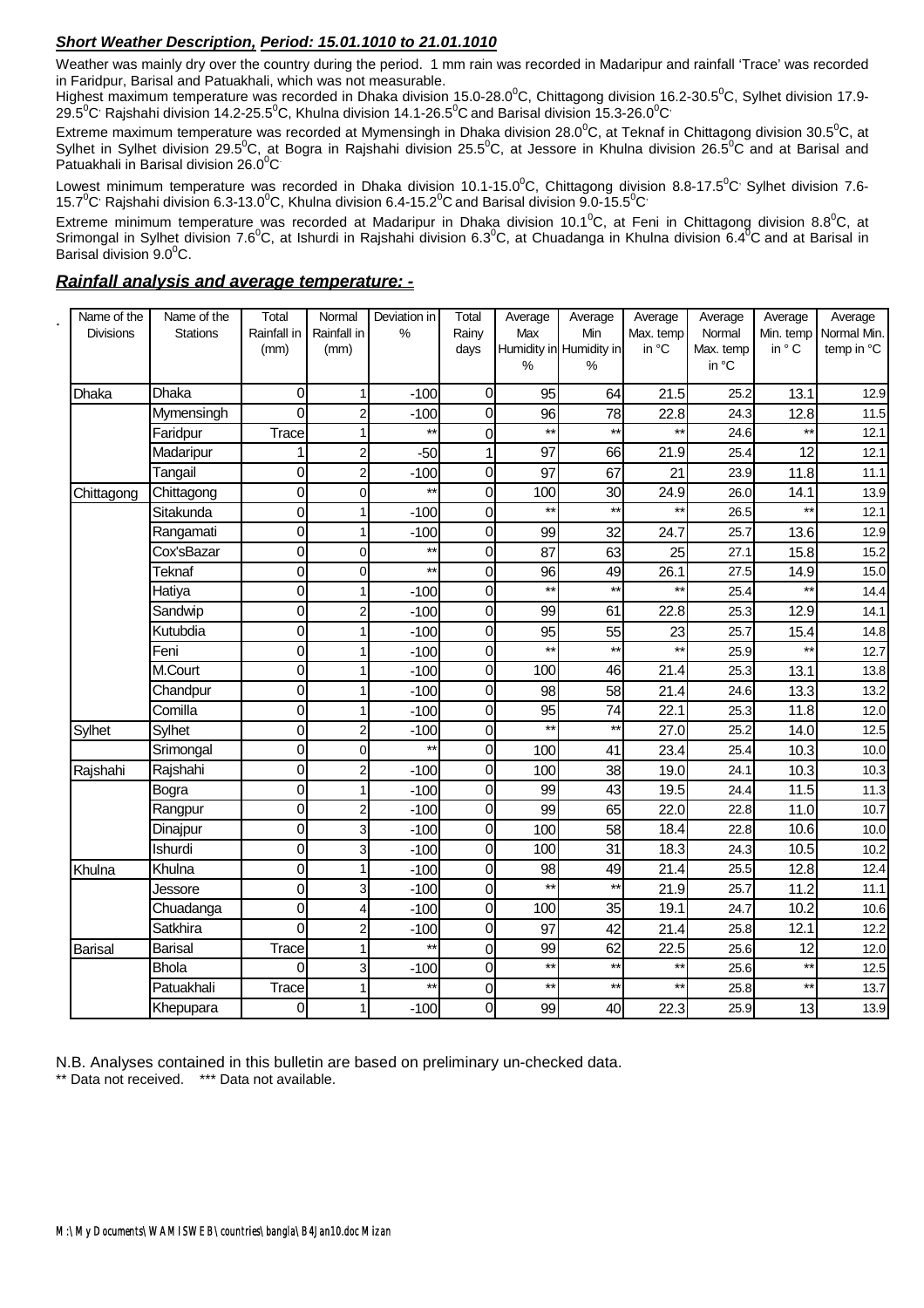## ***Short Weather Description, Period: 15.01.1010 to 21.01.1010***

Weather was mainly dry over the country during the period. 1 mm rain was recorded in Madaripur and rainfall 'Trace' was recorded in Faridpur, Barisal and Patuakhali, which was not measurable.

Highest maximum temperature was recorded in Dhaka division 15.0-28.0$^0$C, Chittagong division 16.2-30.5$^0$C, Sylhet division 17.9-29.5$^0$C, Rajshahi division 14.2-25.5$^0$C, Khulna division 14.1-26.5$^0$C and Barisal division 15.3-26.0$^0$C.

Extreme maximum temperature was recorded at Mymensingh in Dhaka division 28.0$^0$C, at Teknaf in Chittagong division 30.5$^0$C, at Sylhet in Sylhet division 29.5$^0$C, at Bogra in Rajshahi division 25.5$^0$C, at Jessore in Khulna division 26.5$^0$C and at Barisal and Patuakhali in Barisal division 26.0$^0$C.

Lowest minimum temperature was recorded in Dhaka division 10.1-15.0$^0$C, Chittagong division 8.8-17.5$^0$C, Sylhet division 7.6-15.7$^0$C, Rajshahi division 6.3-13.0$^0$C, Khulna division 6.4-15.2$^0$C and Barisal division 9.0-15.5$^0$C.

Extreme minimum temperature was recorded at Madaripur in Dhaka division 10.1$^0$C, at Feni in Chittagong division 8.8$^0$C, at Srimongal in Sylhet division 7.6$^0$C, at Ishurdi in Rajshahi division 6.3$^0$C, at Chuadanga in Khulna division 6.4$^0$C and at Barisal in Barisal division 9.0$^0$C.

## ***Rainfall analysis and average temperature: -***

| Name of the Divisions | Name of the Stations | Total Rainfall in (mm) | Normal Rainfall in (mm) | Deviation in % | Total Rainy days | Average Max Humidity in % | Average Min Humidity in % | Average Max. temp in °C | Average Normal Max. temp in °C | Average Min. temp in ° C | Average Normal Min. temp in °C |
|---|---|---|---|---|---|---|---|---|---|---|---|
| Dhaka | Dhaka | 0 | 1 | -100 | 0 | 95 | 64 | 21.5 | 25.2 | 13.1 | 12.9 |
| | Mymensingh | 0 | 2 | -100 | 0 | 96 | 78 | 22.8 | 24.3 | 12.8 | 11.5 |
| | Faridpur | Trace | 1 | ** | 0 | ** | ** | ** | 24.6 | ** | 12.1 |
| | Madaripur | 1 | 2 | -50 | 1 | 97 | 66 | 21.9 | 25.4 | 12 | 12.1 |
| | Tangail | 0 | 2 | -100 | 0 | 97 | 67 | 21 | 23.9 | 11.8 | 11.1 |
| Chittagong | Chittagong | 0 | 0 | ** | 0 | 100 | 30 | 24.9 | 26.0 | 14.1 | 13.9 |
| | Sitakunda | 0 | 1 | -100 | 0 | ** | ** | ** | 26.5 | ** | 12.1 |
| | Rangamati | 0 | 1 | -100 | 0 | 99 | 32 | 24.7 | 25.7 | 13.6 | 12.9 |
| | Cox'sBazar | 0 | 0 | ** | 0 | 87 | 63 | 25 | 27.1 | 15.8 | 15.2 |
| | Teknaf | 0 | 0 | ** | 0 | 96 | 49 | 26.1 | 27.5 | 14.9 | 15.0 |
| | Hatiya | 0 | 1 | -100 | 0 | ** | ** | ** | 25.4 | ** | 14.4 |
| | Sandwip | 0 | 2 | -100 | 0 | 99 | 61 | 22.8 | 25.3 | 12.9 | 14.1 |
| | Kutubdia | 0 | 1 | -100 | 0 | 95 | 55 | 23 | 25.7 | 15.4 | 14.8 |
| | Feni | 0 | 1 | -100 | 0 | ** | ** | ** | 25.9 | ** | 12.7 |
| | M.Court | 0 | 1 | -100 | 0 | 100 | 46 | 21.4 | 25.3 | 13.1 | 13.8 |
| | Chandpur | 0 | 1 | -100 | 0 | 98 | 58 | 21.4 | 24.6 | 13.3 | 13.2 |
| | Comilla | 0 | 1 | -100 | 0 | 95 | 74 | 22.1 | 25.3 | 11.8 | 12.0 |
| Sylhet | Sylhet | 0 | 2 | -100 | 0 | ** | ** | 27.0 | 25.2 | 14.0 | 12.5 |
| | Srimongal | 0 | 0 | ** | 0 | 100 | 41 | 23.4 | 25.4 | 10.3 | 10.0 |
| Rajshahi | Rajshahi | 0 | 2 | -100 | 0 | 100 | 38 | 19.0 | 24.1 | 10.3 | 10.3 |
| | Bogra | 0 | 1 | -100 | 0 | 99 | 43 | 19.5 | 24.4 | 11.5 | 11.3 |
| | Rangpur | 0 | 2 | -100 | 0 | 99 | 65 | 22.0 | 22.8 | 11.0 | 10.7 |
| | Dinajpur | 0 | 3 | -100 | 0 | 100 | 58 | 18.4 | 22.8 | 10.6 | 10.0 |
| | Ishurdi | 0 | 3 | -100 | 0 | 100 | 31 | 18.3 | 24.3 | 10.5 | 10.2 |
| Khulna | Khulna | 0 | 1 | -100 | 0 | 98 | 49 | 21.4 | 25.5 | 12.8 | 12.4 |
| | Jessore | 0 | 3 | -100 | 0 | ** | ** | 21.9 | 25.7 | 11.2 | 11.1 |
| | Chuadanga | 0 | 4 | -100 | 0 | 100 | 35 | 19.1 | 24.7 | 10.2 | 10.6 |
| | Satkhira | 0 | 2 | -100 | 0 | 97 | 42 | 21.4 | 25.8 | 12.1 | 12.2 |
| Barisal | Barisal | Trace | 1 | ** | 0 | 99 | 62 | 22.5 | 25.6 | 12 | 12.0 |
| | Bhola | 0 | 3 | -100 | 0 | ** | ** | ** | 25.6 | ** | 12.5 |
| | Patuakhali | Trace | 1 | ** | 0 | ** | ** | ** | 25.8 | ** | 13.7 |
| | Khepupara | 0 | 1 | -100 | 0 | 99 | 40 | 22.3 | 25.9 | 13 | 13.9 |

N.B. Analyses contained in this bulletin are based on preliminary un-checked data.

** Data not received. *** Data not available.